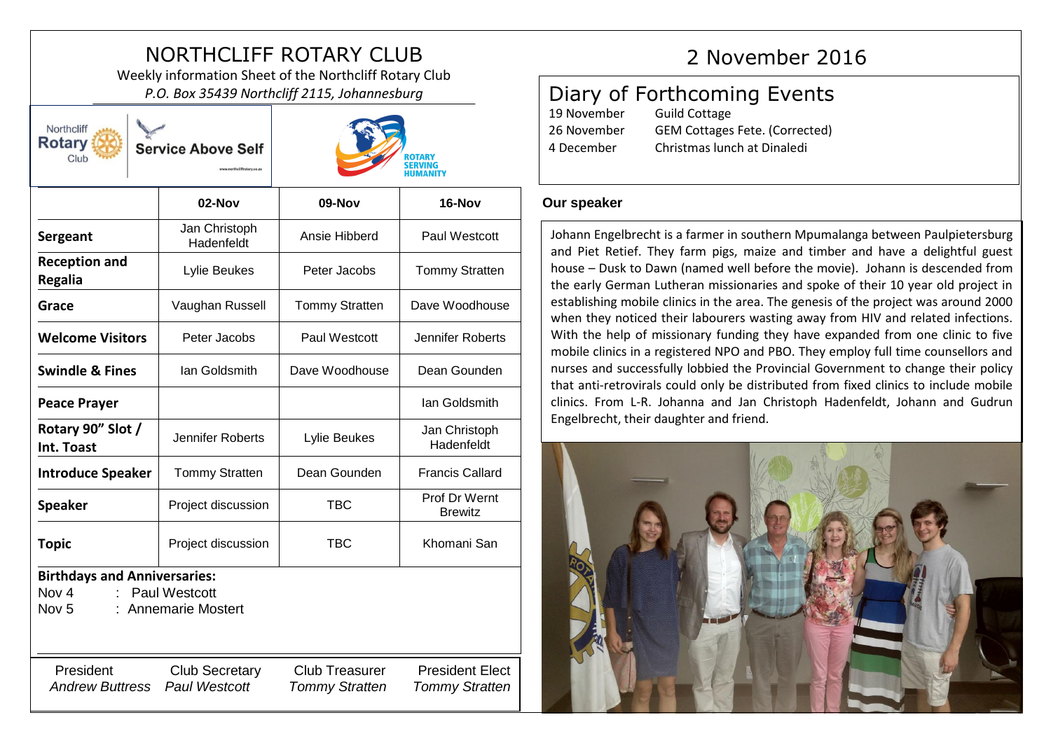# NORTHCLIFF ROTARY CLUB

Weekly information Sheet of the Northcliff Rotary Club

*P.O. Box 35439 Northcliff 2115, Johannesburg*

Northcliff Rotary Club — Service Above Self

ROTARY SERVING HUMANITY

# 2 November 2016

## Diary of Forthcoming Events

| | |
|---|---|
| 19 November | Guild Cottage |
| 26 November | GEM Cottages Fete. (Corrected) |
| 4 December | Christmas lunch at Dinaledi |

| | 02-Nov | 09-Nov | 16-Nov |
|---|---|---|---|
| **Sergeant** | Jan Christoph Hadenfeldt | Ansie Hibberd | Paul Westcott |
| **Reception and Regalia** | Lylie Beukes | Peter Jacobs | Tommy Stratten |
| **Grace** | Vaughan Russell | Tommy Stratten | Dave Woodhouse |
| **Welcome Visitors** | Peter Jacobs | Paul Westcott | Jennifer Roberts |
| **Swindle & Fines** | Ian Goldsmith | Dave Woodhouse | Dean Gounden |
| **Peace Prayer** | | | Ian Goldsmith |
| **Rotary 90" Slot / Int. Toast** | Jennifer Roberts | Lylie Beukes | Jan Christoph Hadenfeldt |
| **Introduce Speaker** | Tommy Stratten | Dean Gounden | Francis Callard |
| **Speaker** | Project discussion | TBC | Prof Dr Wernt Brewitz |
| **Topic** | Project discussion | TBC | Khomani San |

**Birthdays and Anniversaries:**

Nov 4 : Paul Westcott
Nov 5 : Annemarie Mostert

| President | Club Secretary | Club Treasurer | President Elect |
|---|---|---|---|
| *Andrew Buttress* | *Paul Westcott* | *Tommy Stratten* | *Tommy Stratten* |

### Our speaker

Johann Engelbrecht is a farmer in southern Mpumalanga between Paulpietersburg and Piet Retief. They farm pigs, maize and timber and have a delightful guest house – Dusk to Dawn (named well before the movie). Johann is descended from the early German Lutheran missionaries and spoke of their 10 year old project in establishing mobile clinics in the area. The genesis of the project was around 2000 when they noticed their labourers wasting away from HIV and related infections. With the help of missionary funding they have expanded from one clinic to five mobile clinics in a registered NPO and PBO. They employ full time counsellors and nurses and successfully lobbied the Provincial Government to change their policy that anti-retrovirals could only be distributed from fixed clinics to include mobile clinics. From L-R. Johanna and Jan Christoph Hadenfeldt, Johann and Gudrun Engelbrecht, their daughter and friend.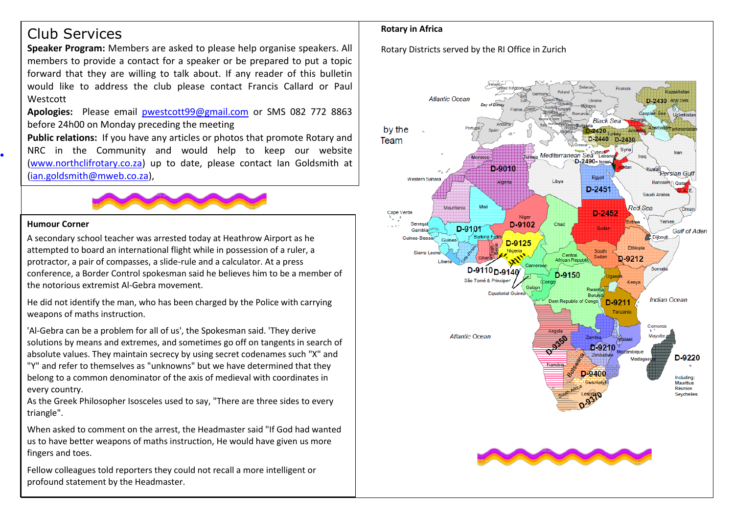# Club Services

**Speaker Program:** Members are asked to please help organise speakers. All members to provide a contact for a speaker or be prepared to put a topic forward that they are willing to talk about. If any reader of this bulletin would like to address the club please contact Francis Callard or Paul Westcott

**Apologies:** Please email pwestcott99@gmail.com or SMS 082 772 8863 before 24h00 on Monday preceding the meeting

**Public relations:** If you have any articles or photos that promote Rotary and NRC in the Community and would help to keep our website (www.northclifrotary.co.za) up to date, please contact Ian Goldsmith at (ian.goldsmith@mweb.co.za),

### Humour Corner

A secondary school teacher was arrested today at Heathrow Airport as he attempted to board an international flight while in possession of a ruler, a protractor, a pair of compasses, a slide-rule and a calculator. At a press conference, a Border Control spokesman said he believes him to be a member of the notorious extremist Al-Gebra movement.

He did not identify the man, who has been charged by the Police with carrying weapons of maths instruction.

'Al-Gebra can be a problem for all of us', the Spokesman said. 'They derive solutions by means and extremes, and sometimes go off on tangents in search of absolute values. They maintain secrecy by using secret codenames such "X" and "Y" and refer to themselves as "unknowns" but we have determined that they belong to a common denominator of the axis of medieval with coordinates in every country.

As the Greek Philosopher Isosceles used to say, "There are three sides to every triangle".

When asked to comment on the arrest, the Headmaster said "If God had wanted us to have better weapons of maths instruction, He would have given us more fingers and toes.

Fellow colleagues told reporters they could not recall a more intelligent or profound statement by the Headmaster.

**Rotary in Africa**

Rotary Districts served by the RI Office in Zurich

by the Team

D-2430
D-2420
D-2440
D-2430
D-2490
D-9010
D-2451
D-2452
D-9101
D-9102
D-9125
D-9110
D-9140
D-9150
D-9212
D-9211
D-9350
D-9210
D-9220
D-9400
D-9370

Including:
Mauritius
Reunion
Seychelles